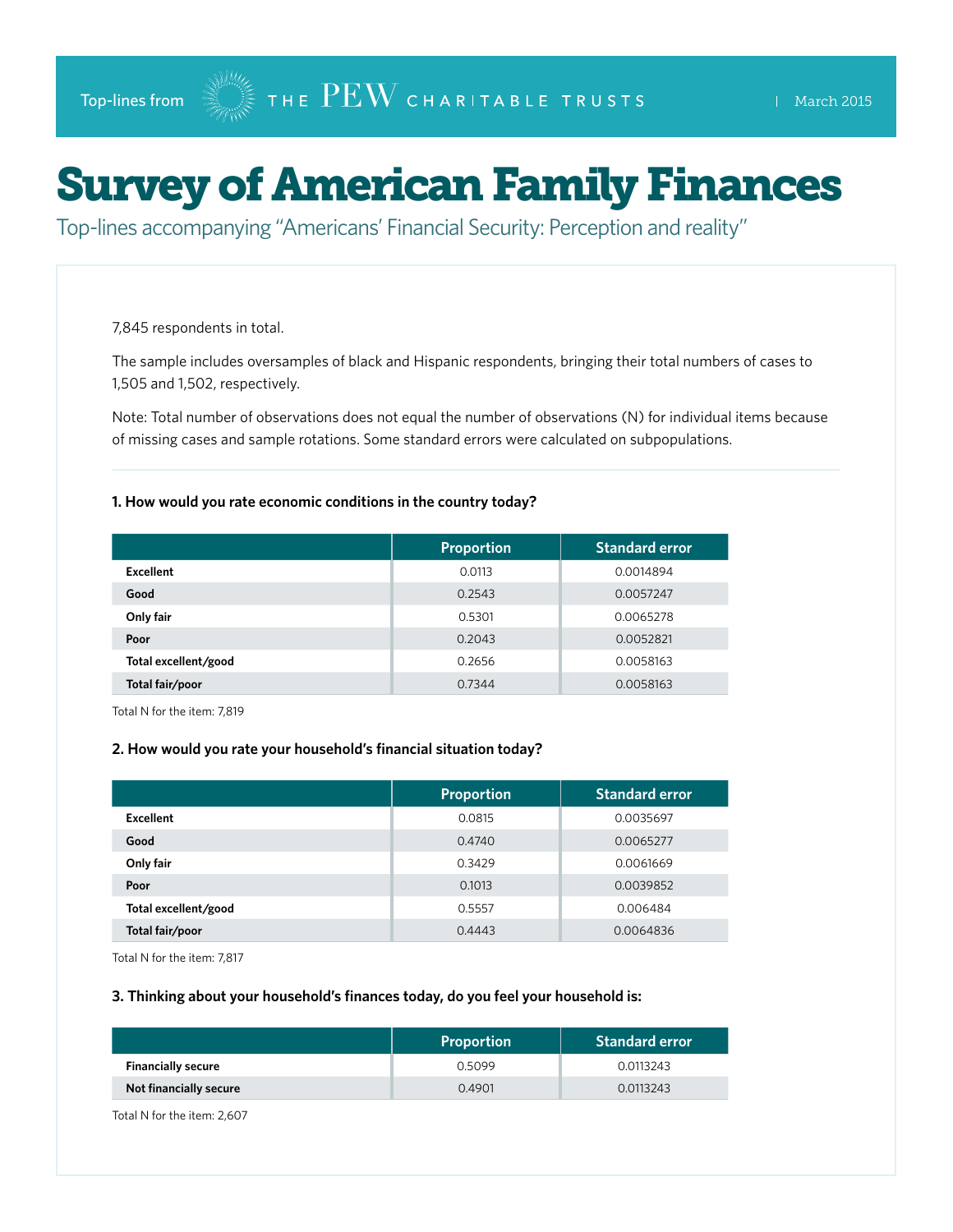Top-lines from THE PEW CHARITABLE TRUSTS | March 2015

# Survey of American Family Finances

Top-lines accompanying "Americans' Financial Security: Perception and reality"

7,845 respondents in total.

The sample includes oversamples of black and Hispanic respondents, bringing their total numbers of cases to 1,505 and 1,502, respectively.

Note: Total number of observations does not equal the number of observations (N) for individual items because of missing cases and sample rotations. Some standard errors were calculated on subpopulations.

### 1. How would you rate economic conditions in the country today?

| | Proportion | Standard error |
|---|---|---|
| **Excellent** | 0.0113 | 0.0014894 |
| **Good** | 0.2543 | 0.0057247 |
| **Only fair** | 0.5301 | 0.0065278 |
| **Poor** | 0.2043 | 0.0052821 |
| **Total excellent/good** | 0.2656 | 0.0058163 |
| **Total fair/poor** | 0.7344 | 0.0058163 |

Total N for the item: 7,819

### 2. How would you rate your household's financial situation today?

| | Proportion | Standard error |
|---|---|---|
| **Excellent** | 0.0815 | 0.0035697 |
| **Good** | 0.4740 | 0.0065277 |
| **Only fair** | 0.3429 | 0.0061669 |
| **Poor** | 0.1013 | 0.0039852 |
| **Total excellent/good** | 0.5557 | 0.006484 |
| **Total fair/poor** | 0.4443 | 0.0064836 |

Total N for the item: 7,817

### 3. Thinking about your household's finances today, do you feel your household is:

| | Proportion | Standard error |
|---|---|---|
| **Financially secure** | 0.5099 | 0.0113243 |
| **Not financially secure** | 0.4901 | 0.0113243 |

Total N for the item: 2,607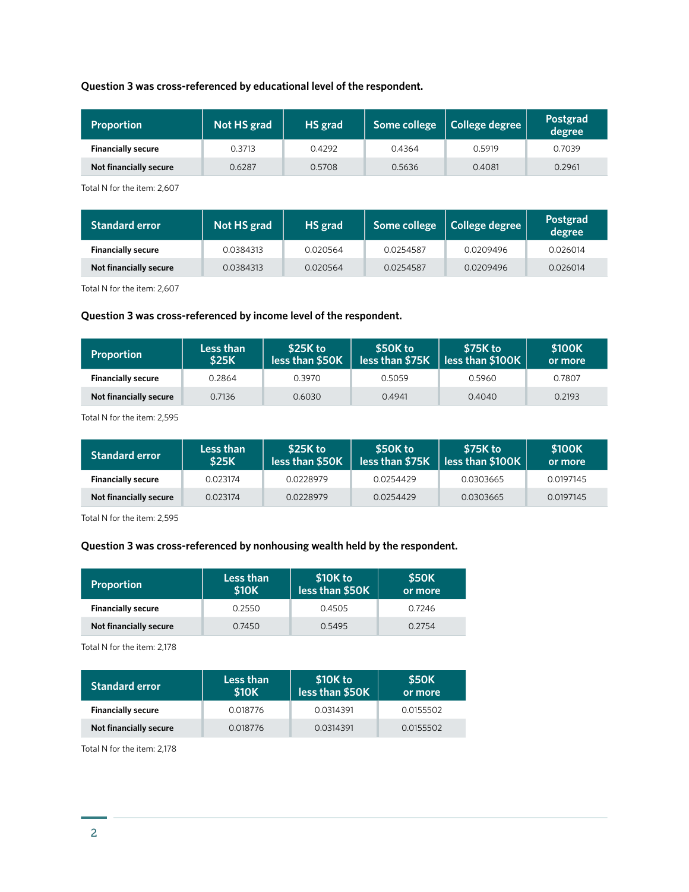**Question 3 was cross-referenced by educational level of the respondent.**

| Proportion | Not HS grad | HS grad | Some college | College degree | Postgrad degree |
|---|---|---|---|---|---|
| **Financially secure** | 0.3713 | 0.4292 | 0.4364 | 0.5919 | 0.7039 |
| **Not financially secure** | 0.6287 | 0.5708 | 0.5636 | 0.4081 | 0.2961 |

Total N for the item: 2,607

| Standard error | Not HS grad | HS grad | Some college | College degree | Postgrad degree |
|---|---|---|---|---|---|
| **Financially secure** | 0.0384313 | 0.020564 | 0.0254587 | 0.0209496 | 0.026014 |
| **Not financially secure** | 0.0384313 | 0.020564 | 0.0254587 | 0.0209496 | 0.026014 |

Total N for the item: 2,607

**Question 3 was cross-referenced by income level of the respondent.**

| Proportion | Less than $25K | $25K to less than $50K | $50K to less than $75K | $75K to less than $100K | $100K or more |
|---|---|---|---|---|---|
| **Financially secure** | 0.2864 | 0.3970 | 0.5059 | 0.5960 | 0.7807 |
| **Not financially secure** | 0.7136 | 0.6030 | 0.4941 | 0.4040 | 0.2193 |

Total N for the item: 2,595

| Standard error | Less than $25K | $25K to less than $50K | $50K to less than $75K | $75K to less than $100K | $100K or more |
|---|---|---|---|---|---|
| **Financially secure** | 0.023174 | 0.0228979 | 0.0254429 | 0.0303665 | 0.0197145 |
| **Not financially secure** | 0.023174 | 0.0228979 | 0.0254429 | 0.0303665 | 0.0197145 |

Total N for the item: 2,595

**Question 3 was cross-referenced by nonhousing wealth held by the respondent.**

| Proportion | Less than $10K | $10K to less than $50K | $50K or more |
|---|---|---|---|
| **Financially secure** | 0.2550 | 0.4505 | 0.7246 |
| **Not financially secure** | 0.7450 | 0.5495 | 0.2754 |

Total N for the item: 2,178

| Standard error | Less than $10K | $10K to less than $50K | $50K or more |
|---|---|---|---|
| **Financially secure** | 0.018776 | 0.0314391 | 0.0155502 |
| **Not financially secure** | 0.018776 | 0.0314391 | 0.0155502 |

Total N for the item: 2,178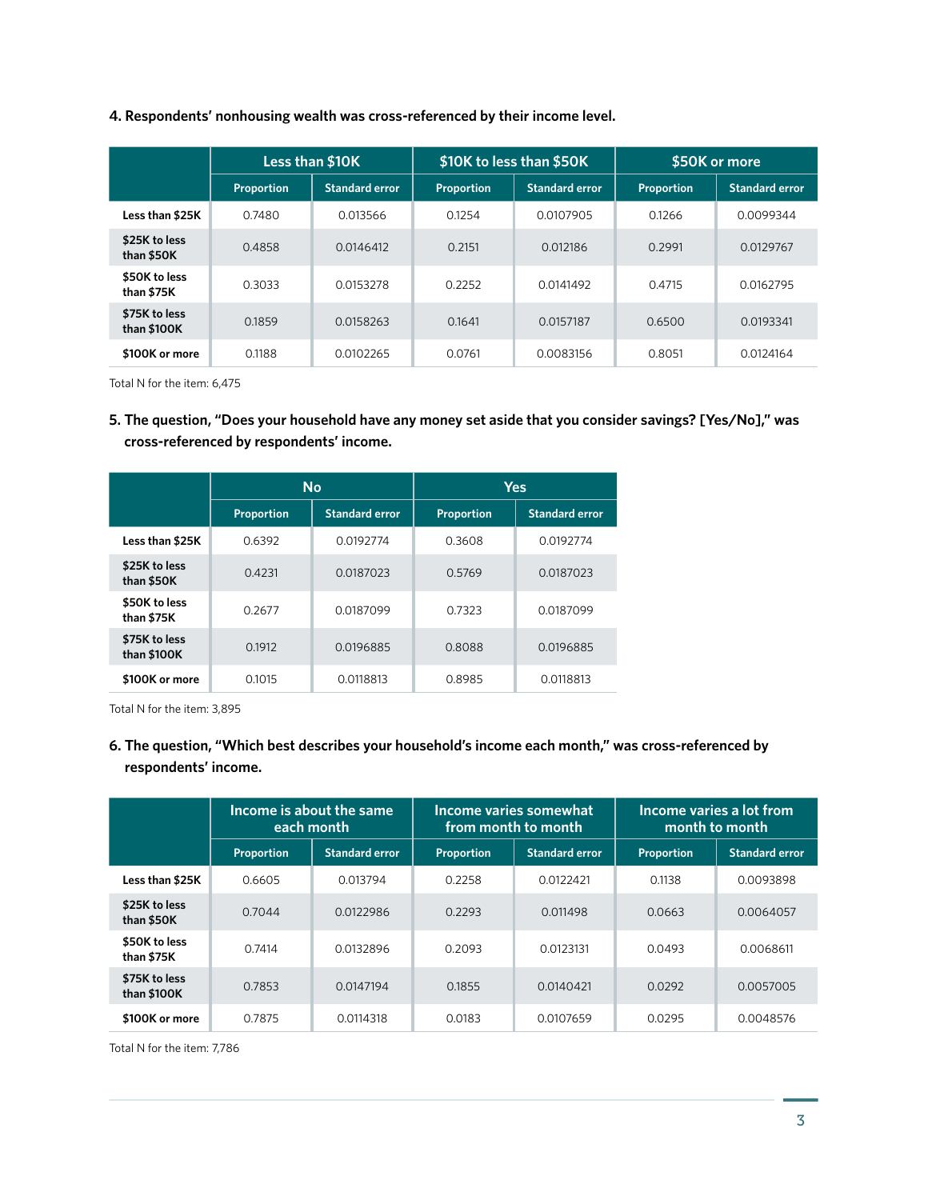**4. Respondents' nonhousing wealth was cross-referenced by their income level.**

| | Less than $10K | | $10K to less than $50K | | $50K or more | |
|---|---|---|---|---|---|---|
| | Proportion | Standard error | Proportion | Standard error | Proportion | Standard error |
| **Less than $25K** | 0.7480 | 0.013566 | 0.1254 | 0.0107905 | 0.1266 | 0.0099344 |
| **$25K to less than $50K** | 0.4858 | 0.0146412 | 0.2151 | 0.012186 | 0.2991 | 0.0129767 |
| **$50K to less than $75K** | 0.3033 | 0.0153278 | 0.2252 | 0.0141492 | 0.4715 | 0.0162795 |
| **$75K to less than $100K** | 0.1859 | 0.0158263 | 0.1641 | 0.0157187 | 0.6500 | 0.0193341 |
| **$100K or more** | 0.1188 | 0.0102265 | 0.0761 | 0.0083156 | 0.8051 | 0.0124164 |

Total N for the item: 6,475

**5. The question, "Does your household have any money set aside that you consider savings? [Yes/No]," was cross-referenced by respondents' income.**

| | No | | Yes | |
|---|---|---|---|---|
| | Proportion | Standard error | Proportion | Standard error |
| **Less than $25K** | 0.6392 | 0.0192774 | 0.3608 | 0.0192774 |
| **$25K to less than $50K** | 0.4231 | 0.0187023 | 0.5769 | 0.0187023 |
| **$50K to less than $75K** | 0.2677 | 0.0187099 | 0.7323 | 0.0187099 |
| **$75K to less than $100K** | 0.1912 | 0.0196885 | 0.8088 | 0.0196885 |
| **$100K or more** | 0.1015 | 0.0118813 | 0.8985 | 0.0118813 |

Total N for the item: 3,895

**6. The question, "Which best describes your household's income each month," was cross-referenced by respondents' income.**

| | Income is about the same each month | | Income varies somewhat from month to month | | Income varies a lot from month to month | |
|---|---|---|---|---|---|---|
| | Proportion | Standard error | Proportion | Standard error | Proportion | Standard error |
| **Less than $25K** | 0.6605 | 0.013794 | 0.2258 | 0.0122421 | 0.1138 | 0.0093898 |
| **$25K to less than $50K** | 0.7044 | 0.0122986 | 0.2293 | 0.011498 | 0.0663 | 0.0064057 |
| **$50K to less than $75K** | 0.7414 | 0.0132896 | 0.2093 | 0.0123131 | 0.0493 | 0.0068611 |
| **$75K to less than $100K** | 0.7853 | 0.0147194 | 0.1855 | 0.0140421 | 0.0292 | 0.0057005 |
| **$100K or more** | 0.7875 | 0.0114318 | 0.0183 | 0.0107659 | 0.0295 | 0.0048576 |

Total N for the item: 7,786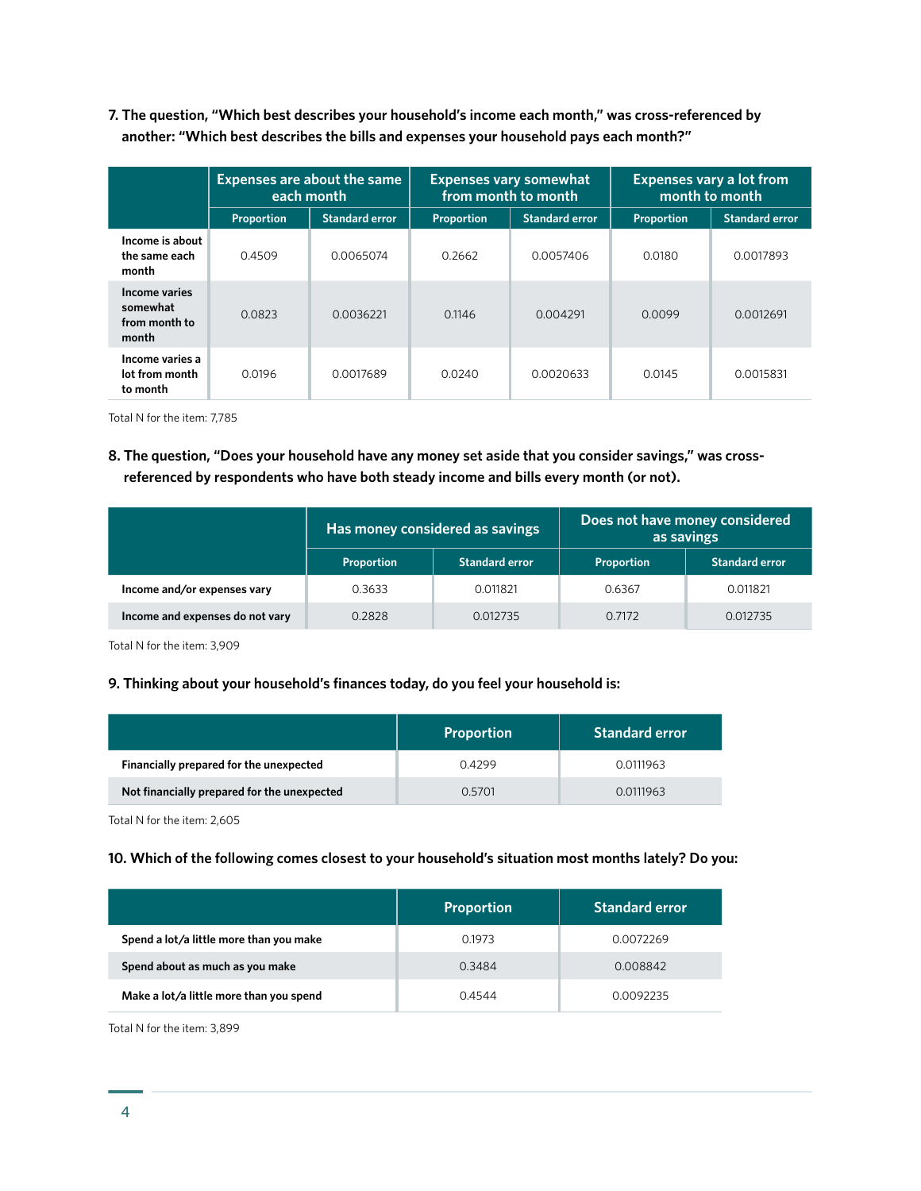**7. The question, "Which best describes your household's income each month," was cross-referenced by another: "Which best describes the bills and expenses your household pays each month?"**

| | Expenses are about the same each month | | Expenses vary somewhat from month to month | | Expenses vary a lot from month to month | |
|---|---|---|---|---|---|---|
| | Proportion | Standard error | Proportion | Standard error | Proportion | Standard error |
| Income is about the same each month | 0.4509 | 0.0065074 | 0.2662 | 0.0057406 | 0.0180 | 0.0017893 |
| Income varies somewhat from month to month | 0.0823 | 0.0036221 | 0.1146 | 0.004291 | 0.0099 | 0.0012691 |
| Income varies a lot from month to month | 0.0196 | 0.0017689 | 0.0240 | 0.0020633 | 0.0145 | 0.0015831 |

Total N for the item: 7,785

**8. The question, "Does your household have any money set aside that you consider savings," was cross-referenced by respondents who have both steady income and bills every month (or not).**

| | Has money considered as savings | | Does not have money considered as savings | |
|---|---|---|---|---|
| | Proportion | Standard error | Proportion | Standard error |
| Income and/or expenses vary | 0.3633 | 0.011821 | 0.6367 | 0.011821 |
| Income and expenses do not vary | 0.2828 | 0.012735 | 0.7172 | 0.012735 |

Total N for the item: 3,909

**9. Thinking about your household's finances today, do you feel your household is:**

| | Proportion | Standard error |
|---|---|---|
| Financially prepared for the unexpected | 0.4299 | 0.0111963 |
| Not financially prepared for the unexpected | 0.5701 | 0.0111963 |

Total N for the item: 2,605

**10. Which of the following comes closest to your household's situation most months lately? Do you:**

| | Proportion | Standard error |
|---|---|---|
| Spend a lot/a little more than you make | 0.1973 | 0.0072269 |
| Spend about as much as you make | 0.3484 | 0.008842 |
| Make a lot/a little more than you spend | 0.4544 | 0.0092235 |

Total N for the item: 3,899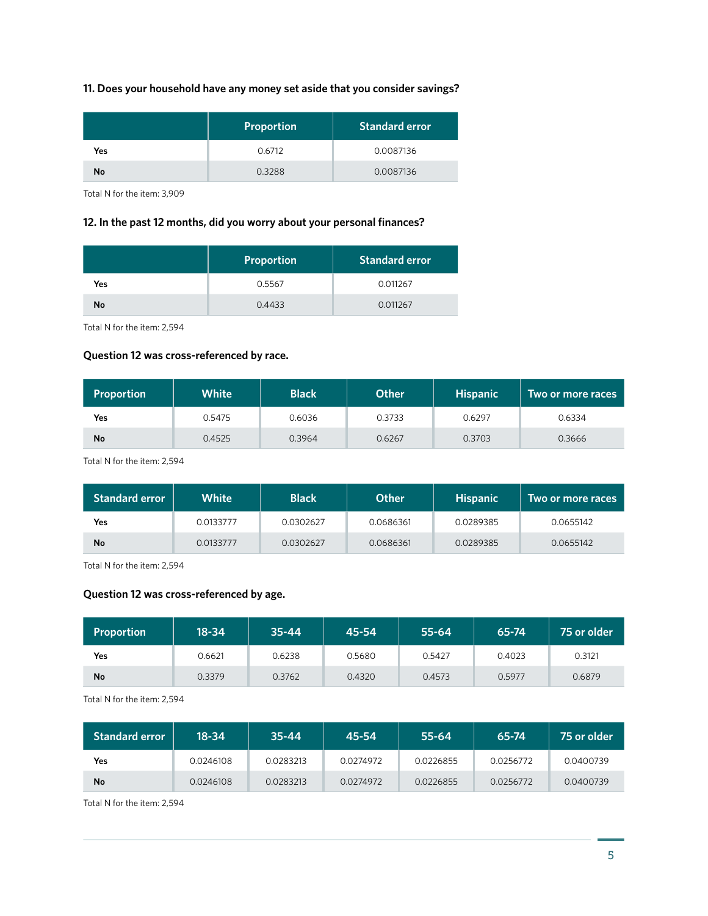### 11. Does your household have any money set aside that you consider savings?

| | Proportion | Standard error |
|---|---|---|
| **Yes** | 0.6712 | 0.0087136 |
| **No** | 0.3288 | 0.0087136 |

Total N for the item: 3,909

### 12. In the past 12 months, did you worry about your personal finances?

| | Proportion | Standard error |
|---|---|---|
| **Yes** | 0.5567 | 0.011267 |
| **No** | 0.4433 | 0.011267 |

Total N for the item: 2,594

### Question 12 was cross-referenced by race.

| Proportion | White | Black | Other | Hispanic | Two or more races |
|---|---|---|---|---|---|
| **Yes** | 0.5475 | 0.6036 | 0.3733 | 0.6297 | 0.6334 |
| **No** | 0.4525 | 0.3964 | 0.6267 | 0.3703 | 0.3666 |

Total N for the item: 2,594

| Standard error | White | Black | Other | Hispanic | Two or more races |
|---|---|---|---|---|---|
| **Yes** | 0.0133777 | 0.0302627 | 0.0686361 | 0.0289385 | 0.0655142 |
| **No** | 0.0133777 | 0.0302627 | 0.0686361 | 0.0289385 | 0.0655142 |

Total N for the item: 2,594

### Question 12 was cross-referenced by age.

| Proportion | 18-34 | 35-44 | 45-54 | 55-64 | 65-74 | 75 or older |
|---|---|---|---|---|---|---|
| **Yes** | 0.6621 | 0.6238 | 0.5680 | 0.5427 | 0.4023 | 0.3121 |
| **No** | 0.3379 | 0.3762 | 0.4320 | 0.4573 | 0.5977 | 0.6879 |

Total N for the item: 2,594

| Standard error | 18-34 | 35-44 | 45-54 | 55-64 | 65-74 | 75 or older |
|---|---|---|---|---|---|---|
| **Yes** | 0.0246108 | 0.0283213 | 0.0274972 | 0.0226855 | 0.0256772 | 0.0400739 |
| **No** | 0.0246108 | 0.0283213 | 0.0274972 | 0.0226855 | 0.0256772 | 0.0400739 |

Total N for the item: 2,594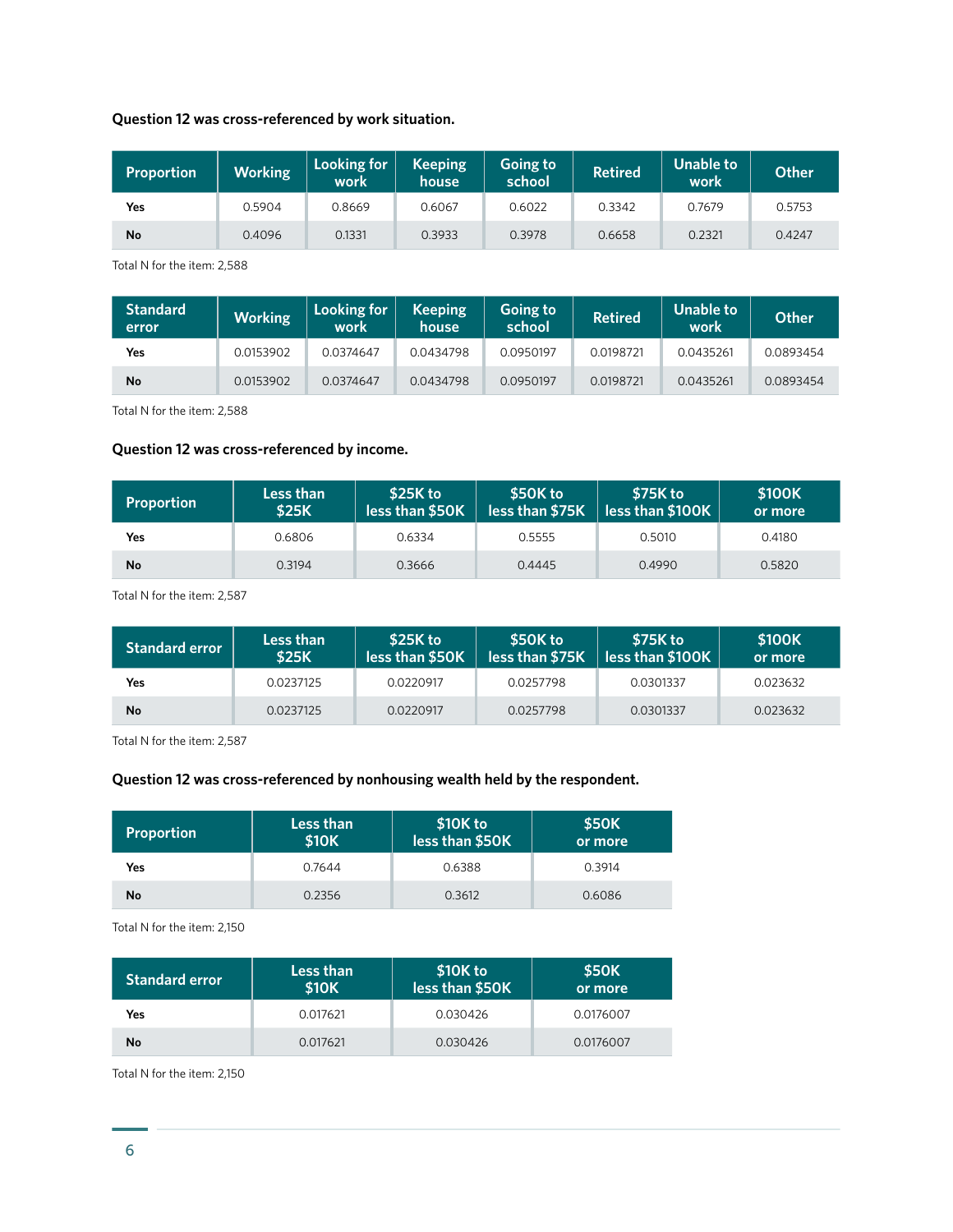**Question 12 was cross-referenced by work situation.**

| Proportion | Working | Looking for work | Keeping house | Going to school | Retired | Unable to work | Other |
|---|---|---|---|---|---|---|---|
| **Yes** | 0.5904 | 0.8669 | 0.6067 | 0.6022 | 0.3342 | 0.7679 | 0.5753 |
| **No** | 0.4096 | 0.1331 | 0.3933 | 0.3978 | 0.6658 | 0.2321 | 0.4247 |

Total N for the item: 2,588

| Standard error | Working | Looking for work | Keeping house | Going to school | Retired | Unable to work | Other |
|---|---|---|---|---|---|---|---|
| **Yes** | 0.0153902 | 0.0374647 | 0.0434798 | 0.0950197 | 0.0198721 | 0.0435261 | 0.0893454 |
| **No** | 0.0153902 | 0.0374647 | 0.0434798 | 0.0950197 | 0.0198721 | 0.0435261 | 0.0893454 |

Total N for the item: 2,588

**Question 12 was cross-referenced by income.**

| Proportion | Less than $25K | $25K to less than $50K | $50K to less than $75K | $75K to less than $100K | $100K or more |
|---|---|---|---|---|---|
| **Yes** | 0.6806 | 0.6334 | 0.5555 | 0.5010 | 0.4180 |
| **No** | 0.3194 | 0.3666 | 0.4445 | 0.4990 | 0.5820 |

Total N for the item: 2,587

| Standard error | Less than $25K | $25K to less than $50K | $50K to less than $75K | $75K to less than $100K | $100K or more |
|---|---|---|---|---|---|
| **Yes** | 0.0237125 | 0.0220917 | 0.0257798 | 0.0301337 | 0.023632 |
| **No** | 0.0237125 | 0.0220917 | 0.0257798 | 0.0301337 | 0.023632 |

Total N for the item: 2,587

**Question 12 was cross-referenced by nonhousing wealth held by the respondent.**

| Proportion | Less than $10K | $10K to less than $50K | $50K or more |
|---|---|---|---|
| **Yes** | 0.7644 | 0.6388 | 0.3914 |
| **No** | 0.2356 | 0.3612 | 0.6086 |

Total N for the item: 2,150

| Standard error | Less than $10K | $10K to less than $50K | $50K or more |
|---|---|---|---|
| **Yes** | 0.017621 | 0.030426 | 0.0176007 |
| **No** | 0.017621 | 0.030426 | 0.0176007 |

Total N for the item: 2,150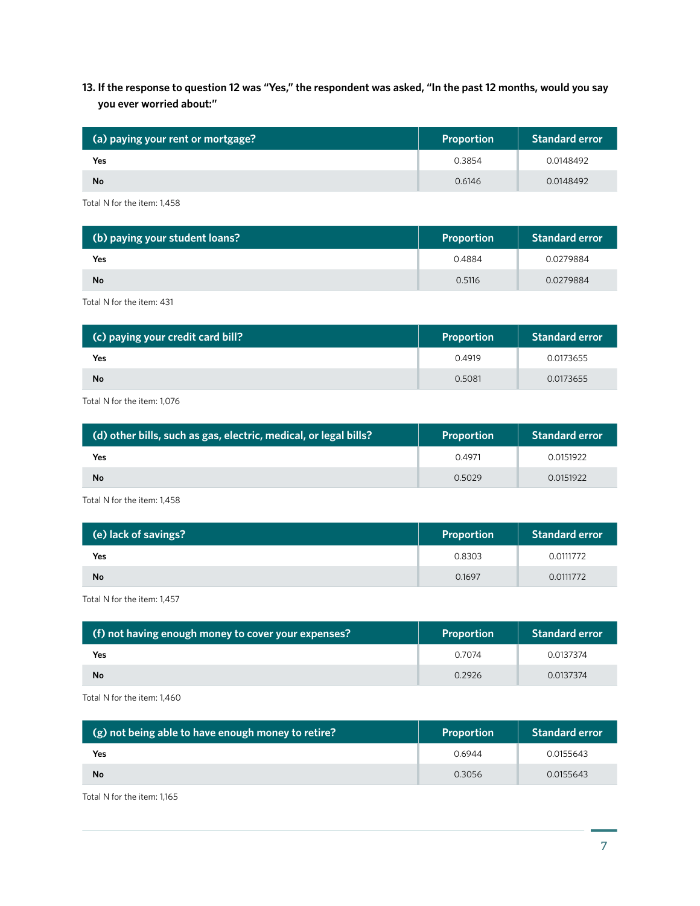**13. If the response to question 12 was "Yes," the respondent was asked, "In the past 12 months, would you say you ever worried about:"**

| (a) paying your rent or mortgage? | Proportion | Standard error |
|---|---|---|
| Yes | 0.3854 | 0.0148492 |
| No | 0.6146 | 0.0148492 |

Total N for the item: 1,458

| (b) paying your student loans? | Proportion | Standard error |
|---|---|---|
| Yes | 0.4884 | 0.0279884 |
| No | 0.5116 | 0.0279884 |

Total N for the item: 431

| (c) paying your credit card bill? | Proportion | Standard error |
|---|---|---|
| Yes | 0.4919 | 0.0173655 |
| No | 0.5081 | 0.0173655 |

Total N for the item: 1,076

| (d) other bills, such as gas, electric, medical, or legal bills? | Proportion | Standard error |
|---|---|---|
| Yes | 0.4971 | 0.0151922 |
| No | 0.5029 | 0.0151922 |

Total N for the item: 1,458

| (e) lack of savings? | Proportion | Standard error |
|---|---|---|
| Yes | 0.8303 | 0.0111772 |
| No | 0.1697 | 0.0111772 |

Total N for the item: 1,457

| (f) not having enough money to cover your expenses? | Proportion | Standard error |
|---|---|---|
| Yes | 0.7074 | 0.0137374 |
| No | 0.2926 | 0.0137374 |

Total N for the item: 1,460

| (g) not being able to have enough money to retire? | Proportion | Standard error |
|---|---|---|
| Yes | 0.6944 | 0.0155643 |
| No | 0.3056 | 0.0155643 |

Total N for the item: 1,165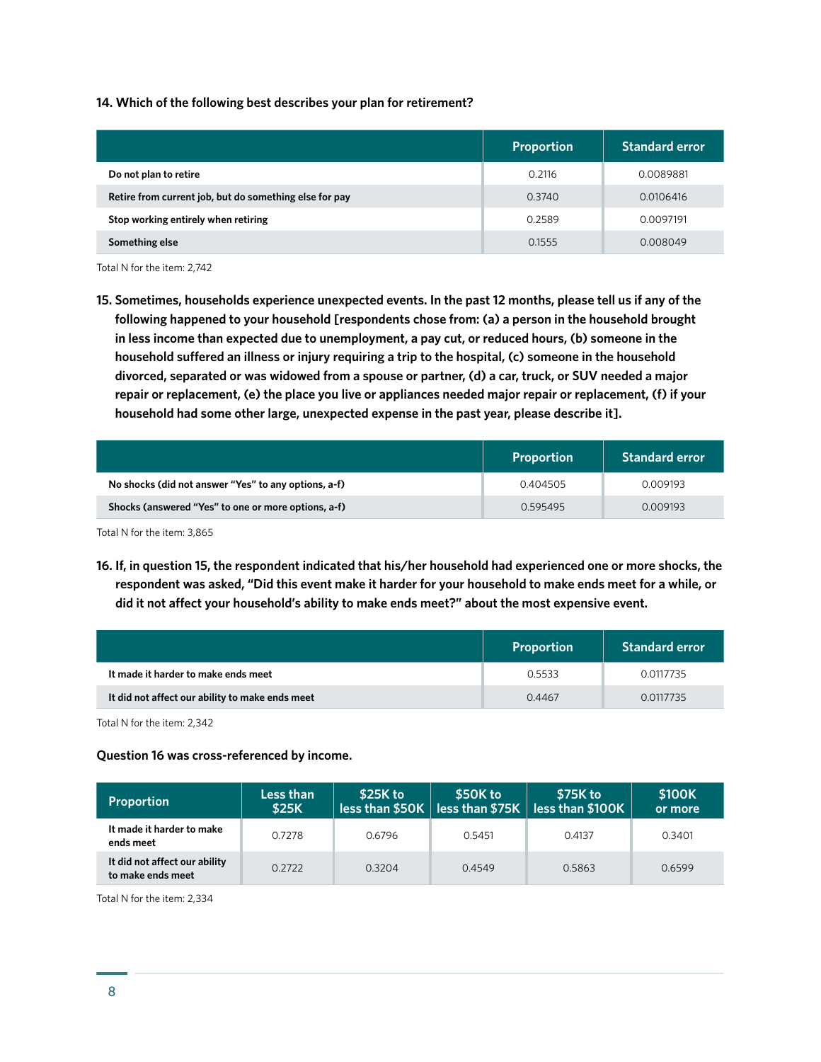**14. Which of the following best describes your plan for retirement?**

| | Proportion | Standard error |
|---|---|---|
| Do not plan to retire | 0.2116 | 0.0089881 |
| Retire from current job, but do something else for pay | 0.3740 | 0.0106416 |
| Stop working entirely when retiring | 0.2589 | 0.0097191 |
| Something else | 0.1555 | 0.008049 |

Total N for the item: 2,742

**15. Sometimes, households experience unexpected events. In the past 12 months, please tell us if any of the following happened to your household [respondents chose from: (a) a person in the household brought in less income than expected due to unemployment, a pay cut, or reduced hours, (b) someone in the household suffered an illness or injury requiring a trip to the hospital, (c) someone in the household divorced, separated or was widowed from a spouse or partner, (d) a car, truck, or SUV needed a major repair or replacement, (e) the place you live or appliances needed major repair or replacement, (f) if your household had some other large, unexpected expense in the past year, please describe it].**

| | Proportion | Standard error |
|---|---|---|
| No shocks (did not answer "Yes" to any options, a-f) | 0.404505 | 0.009193 |
| Shocks (answered "Yes" to one or more options, a-f) | 0.595495 | 0.009193 |

Total N for the item: 3,865

**16. If, in question 15, the respondent indicated that his/her household had experienced one or more shocks, the respondent was asked, "Did this event make it harder for your household to make ends meet for a while, or did it not affect your household's ability to make ends meet?" about the most expensive event.**

| | Proportion | Standard error |
|---|---|---|
| It made it harder to make ends meet | 0.5533 | 0.0117735 |
| It did not affect our ability to make ends meet | 0.4467 | 0.0117735 |

Total N for the item: 2,342

**Question 16 was cross-referenced by income.**

| Proportion | Less than $25K | $25K to less than $50K | $50K to less than $75K | $75K to less than $100K | $100K or more |
|---|---|---|---|---|---|
| It made it harder to make ends meet | 0.7278 | 0.6796 | 0.5451 | 0.4137 | 0.3401 |
| It did not affect our ability to make ends meet | 0.2722 | 0.3204 | 0.4549 | 0.5863 | 0.6599 |

Total N for the item: 2,334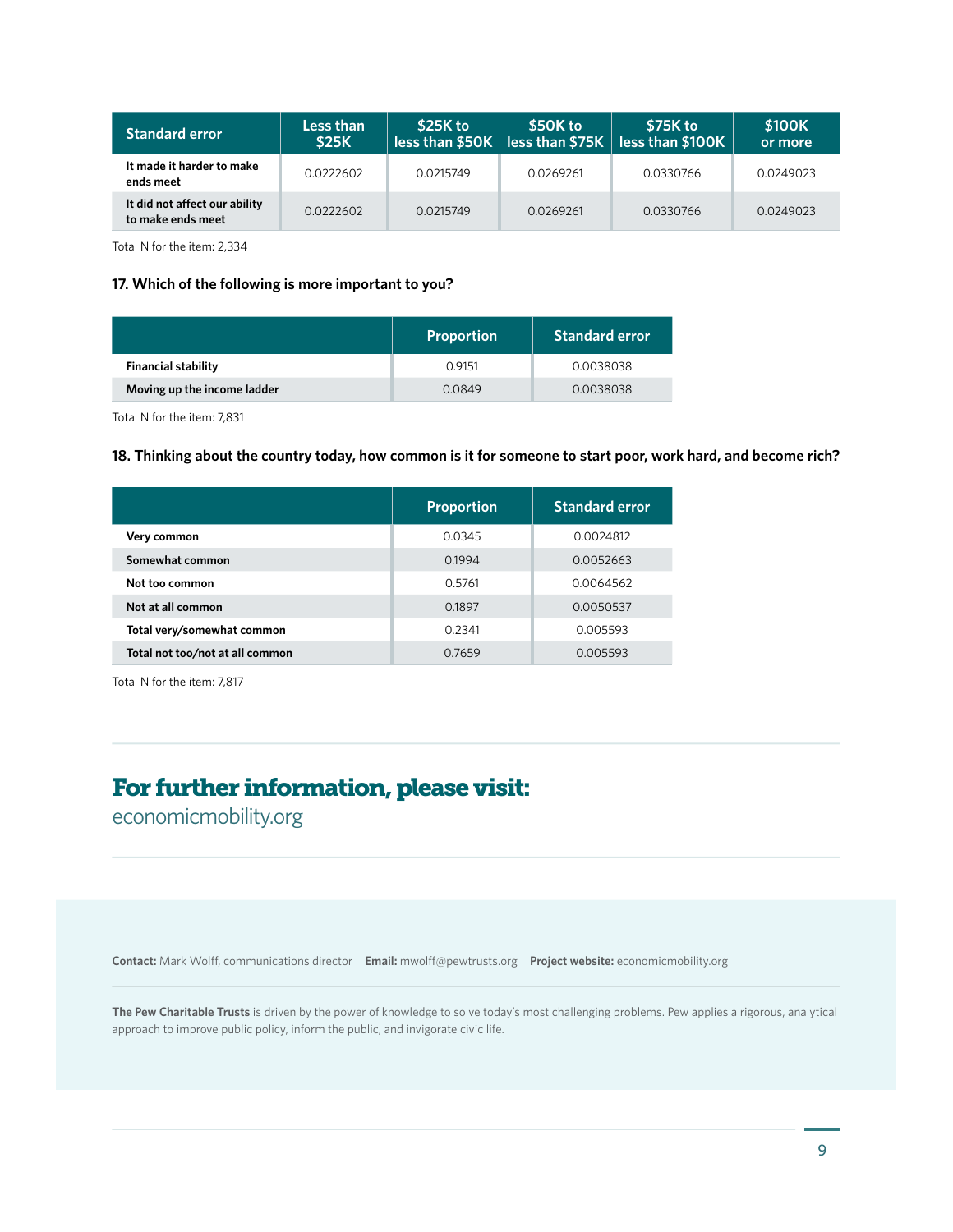| Standard error | Less than $25K | $25K to less than $50K | $50K to less than $75K | $75K to less than $100K | $100K or more |
|---|---|---|---|---|---|
| It made it harder to make ends meet | 0.0222602 | 0.0215749 | 0.0269261 | 0.0330766 | 0.0249023 |
| It did not affect our ability to make ends meet | 0.0222602 | 0.0215749 | 0.0269261 | 0.0330766 | 0.0249023 |

Total N for the item: 2,334

### 17. Which of the following is more important to you?

| | Proportion | Standard error |
|---|---|---|
| Financial stability | 0.9151 | 0.0038038 |
| Moving up the income ladder | 0.0849 | 0.0038038 |

Total N for the item: 7,831

### 18. Thinking about the country today, how common is it for someone to start poor, work hard, and become rich?

| | Proportion | Standard error |
|---|---|---|
| Very common | 0.0345 | 0.0024812 |
| Somewhat common | 0.1994 | 0.0052663 |
| Not too common | 0.5761 | 0.0064562 |
| Not at all common | 0.1897 | 0.0050537 |
| Total very/somewhat common | 0.2341 | 0.005593 |
| Total not too/not at all common | 0.7659 | 0.005593 |

Total N for the item: 7,817

## For further information, please visit:

economicmobility.org

**Contact:** Mark Wolff, communications director **Email:** mwolff@pewtrusts.org **Project website:** economicmobility.org

**The Pew Charitable Trusts** is driven by the power of knowledge to solve today's most challenging problems. Pew applies a rigorous, analytical approach to improve public policy, inform the public, and invigorate civic life.